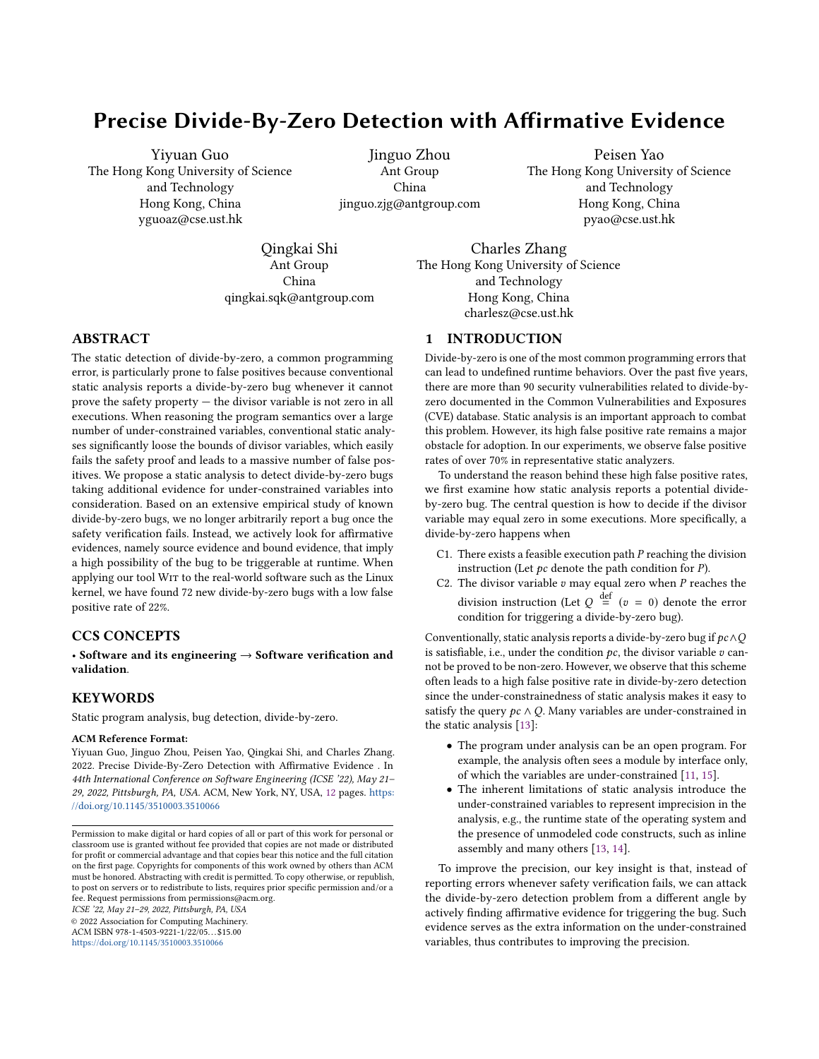# Precise Divide-By-Zero Detection with Affirmative Evidence

Yiyuan Guo
The Hong Kong University of Science and Technology
Hong Kong, China
yguoaz@cse.ust.hk

Jinguo Zhou
Ant Group
China
jinguo.zjg@antgroup.com

Peisen Yao
The Hong Kong University of Science and Technology
Hong Kong, China
pyao@cse.ust.hk

Qingkai Shi
Ant Group
China
qingkai.sqk@antgroup.com

Charles Zhang
The Hong Kong University of Science and Technology
Hong Kong, China
charlesz@cse.ust.hk

## ABSTRACT

The static detection of divide-by-zero, a common programming error, is particularly prone to false positives because conventional static analysis reports a divide-by-zero bug whenever it cannot prove the safety property — the divisor variable is not zero in all executions. When reasoning the program semantics over a large number of under-constrained variables, conventional static analyses significantly loose the bounds of divisor variables, which easily fails the safety proof and leads to a massive number of false positives. We propose a static analysis to detect divide-by-zero bugs taking additional evidence for under-constrained variables into consideration. Based on an extensive empirical study of known divide-by-zero bugs, we no longer arbitrarily report a bug once the safety verification fails. Instead, we actively look for affirmative evidences, namely source evidence and bound evidence, that imply a high possibility of the bug to be triggerable at runtime. When applying our tool Wit to the real-world software such as the Linux kernel, we have found 72 new divide-by-zero bugs with a low false positive rate of 22%.

## CCS CONCEPTS

• **Software and its engineering** → **Software verification and validation**.

## KEYWORDS

Static program analysis, bug detection, divide-by-zero.

**ACM Reference Format:**
Yiyuan Guo, Jinguo Zhou, Peisen Yao, Qingkai Shi, and Charles Zhang. 2022. Precise Divide-By-Zero Detection with Affirmative Evidence . In *44th International Conference on Software Engineering (ICSE '22), May 21–29, 2022, Pittsburgh, PA, USA.* ACM, New York, NY, USA, 12 pages. https://doi.org/10.1145/3510003.3510066

Permission to make digital or hard copies of all or part of this work for personal or classroom use is granted without fee provided that copies are not made or distributed for profit or commercial advantage and that copies bear this notice and the full citation on the first page. Copyrights for components of this work owned by others than ACM must be honored. Abstracting with credit is permitted. To copy otherwise, or republish, to post on servers or to redistribute to lists, requires prior specific permission and/or a fee. Request permissions from permissions@acm.org.
*ICSE '22, May 21–29, 2022, Pittsburgh, PA, USA*
© 2022 Association for Computing Machinery.
ACM ISBN 978-1-4503-9221-1/22/05...$15.00
https://doi.org/10.1145/3510003.3510066

## 1 INTRODUCTION

Divide-by-zero is one of the most common programming errors that can lead to undefined runtime behaviors. Over the past five years, there are more than 90 security vulnerabilities related to divide-by-zero documented in the Common Vulnerabilities and Exposures (CVE) database. Static analysis is an important approach to combat this problem. However, its high false positive rate remains a major obstacle for adoption. In our experiments, we observe false positive rates of over 70% in representative static analyzers.

To understand the reason behind these high false positive rates, we first examine how static analysis reports a potential divide-by-zero bug. The central question is how to decide if the divisor variable may equal zero in some executions. More specifically, a divide-by-zero happens when

- C1. There exists a feasible execution path $P$ reaching the division instruction (Let $pc$ denote the path condition for $P$).
- C2. The divisor variable $v$ may equal zero when $P$ reaches the division instruction (Let $Q \stackrel{\text{def}}{=} (v = 0)$ denote the error condition for triggering a divide-by-zero bug).

Conventionally, static analysis reports a divide-by-zero bug if $pc \wedge Q$ is satisfiable, i.e., under the condition $pc$, the divisor variable $v$ cannot be proved to be non-zero. However, we observe that this scheme often leads to a high false positive rate in divide-by-zero detection since the under-constrainedness of static analysis makes it easy to satisfy the query $pc \wedge Q$. Many variables are under-constrained in the static analysis [13]:

- The program under analysis can be an open program. For example, the analysis often sees a module by interface only, of which the variables are under-constrained [11, 15].
- The inherent limitations of static analysis introduce the under-constrained variables to represent imprecision in the analysis, e.g., the runtime state of the operating system and the presence of unmodeled code constructs, such as inline assembly and many others [13, 14].

To improve the precision, our key insight is that, instead of reporting errors whenever safety verification fails, we can attack the divide-by-zero detection problem from a different angle by actively finding affirmative evidence for triggering the bug. Such evidence serves as the extra information on the under-constrained variables, thus contributes to improving the precision.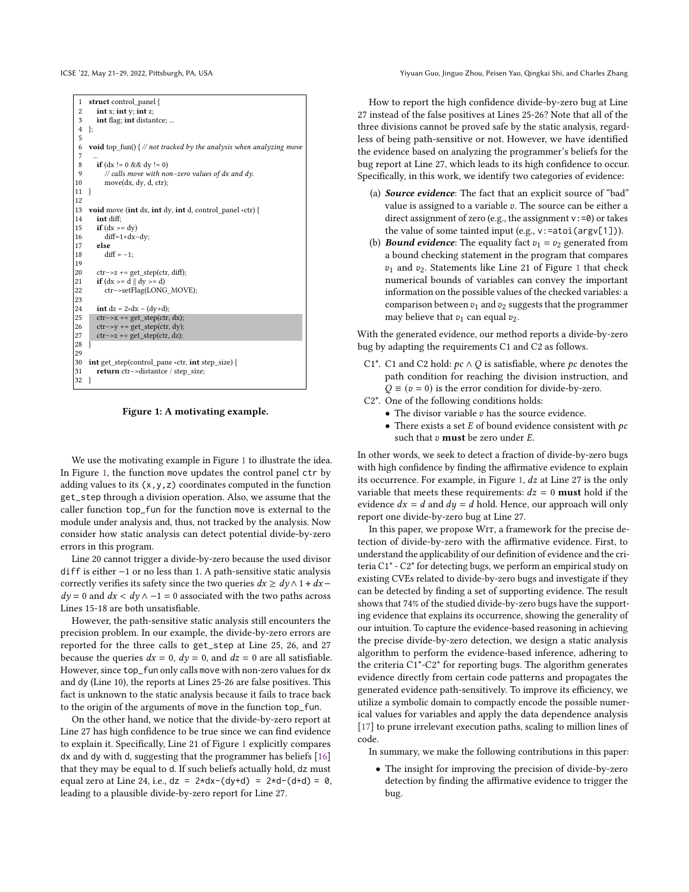```
1   struct control_panel {
2       int x; int y; int z;
3       int flag; int distantce; ...
4   };
5
6   void top_fun() { // not tracked by the analysis when analyzing move
7       ...
8       if (dx != 0 && dy != 0)
9           // calls move with non-zero values of dx and dy.
10          move(dx, dy, d, ctr);
11  }
12
13  void move (int dx, int dy, int d, control_panel *ctr) {
14      int diff;
15      if (dx >= dy)
16          diff=1+dx-dy;
17      else
18          diff = -1;
19
20      ctr->z += get_step(ctr, diff);
21      if (dx >= d || dy >= d)
22          ctr->setFlag(LONG_MOVE);
23
24      int dz = 2*dx - (dy+d);
25      ctr->x += get_step(ctr, dx);
26      ctr->y += get_step(ctr, dy);
27      ctr->z += get_step(ctr, dz);
28  }
29
30  int get_step(control_pane *ctr, int step_size) {
31      return ctr->distantce / step_size;
32  }
```

**Figure 1: A motivating example.**

We use the motivating example in Figure 1 to illustrate the idea. In Figure 1, the function `move` updates the control panel `ctr` by adding values to its `(x,y,z)` coordinates computed in the function `get_step` through a division operation. Also, we assume that the caller function `top_fun` for the function `move` is external to the module under analysis and, thus, not tracked by the analysis. Now consider how static analysis can detect potential divide-by-zero errors in this program.

Line 20 cannot trigger a divide-by-zero because the used divisor `diff` is either $-1$ or no less than 1. A path-sensitive static analysis correctly verifies its safety since the two queries $dx \geq dy \wedge 1 + dx - dy = 0$ and $dx < dy \wedge -1 = 0$ associated with the two paths across Lines 15-18 are both unsatisfiable.

However, the path-sensitive static analysis still encounters the precision problem. In our example, the divide-by-zero errors are reported for the three calls to `get_step` at Line 25, 26, and 27 because the queries $dx = 0$, $dy = 0$, and $dz = 0$ are all satisfiable. However, since `top_fun` only calls `move` with non-zero values for `dx` and `dy` (Line 10), the reports at Lines 25-26 are false positives. This fact is unknown to the static analysis because it fails to trace back to the origin of the arguments of `move` in the function `top_fun`.

On the other hand, we notice that the divide-by-zero report at Line 27 has high confidence to be true since we can find evidence to explain it. Specifically, Line 21 of Figure 1 explicitly compares `dx` and `dy` with `d`, suggesting that the programmer has beliefs [16] that they may be equal to `d`. If such beliefs actually hold, `dz` must equal zero at Line 24, i.e., `dz = 2*dx-(dy+d) = 2*d-(d+d) = 0`, leading to a plausible divide-by-zero report for Line 27.

How to report the high confidence divide-by-zero bug at Line 27 instead of the false positives at Lines 25-26? Note that all of the three divisions cannot be proved safe by the static analysis, regardless of being path-sensitive or not. However, we have identified the evidence based on analyzing the programmer's beliefs for the bug report at Line 27, which leads to its high confidence to occur. Specifically, in this work, we identify two categories of evidence:

(a) ***Source evidence***: The fact that an explicit source of "bad" value is assigned to a variable $v$. The source can be either a direct assignment of zero (e.g., the assignment `v:=0`) or takes the value of some tainted input (e.g., `v:=atoi(argv[1])`).

(b) ***Bound evidence***: The equality fact $v_1 = v_2$ generated from a bound checking statement in the program that compares $v_1$ and $v_2$. Statements like Line 21 of Figure 1 that check numerical bounds of variables can convey the important information on the possible values of the checked variables: a comparison between $v_1$ and $v_2$ suggests that the programmer may believe that $v_1$ can equal $v_2$.

With the generated evidence, our method reports a divide-by-zero bug by adapting the requirements C1 and C2 as follows.

- C1*. C1 and C2 hold: $pc \wedge Q$ is satisfiable, where $pc$ denotes the path condition for reaching the division instruction, and $Q \equiv (v = 0)$ is the error condition for divide-by-zero.
- C2*. One of the following conditions holds:
  - The divisor variable $v$ has the source evidence.
  - There exists a set $E$ of bound evidence consistent with $pc$ such that $v$ **must** be zero under $E$.

In other words, we seek to detect a fraction of divide-by-zero bugs with high confidence by finding the affirmative evidence to explain its occurrence. For example, in Figure 1, $dz$ at Line 27 is the only variable that meets these requirements: $dz = 0$ **must** hold if the evidence $dx = d$ and $dy = d$ hold. Hence, our approach will only report one divide-by-zero bug at Line 27.

In this paper, we propose Wit, a framework for the precise detection of divide-by-zero with the affirmative evidence. First, to understand the applicability of our definition of evidence and the criteria C1* - C2* for detecting bugs, we perform an empirical study on existing CVEs related to divide-by-zero bugs and investigate if they can be detected by finding a set of supporting evidence. The result shows that 74% of the studied divide-by-zero bugs have the supporting evidence that explains its occurrence, showing the generality of our intuition. To capture the evidence-based reasoning in achieving the precise divide-by-zero detection, we design a static analysis algorithm to perform the evidence-based inference, adhering to the criteria C1*-C2* for reporting bugs. The algorithm generates evidence directly from certain code patterns and propagates the generated evidence path-sensitively. To improve its efficiency, we utilize a symbolic domain to compactly encode the possible numerical values for variables and apply the data dependence analysis [17] to prune irrelevant execution paths, scaling to million lines of code.

In summary, we make the following contributions in this paper:

- The insight for improving the precision of divide-by-zero detection by finding the affirmative evidence to trigger the bug.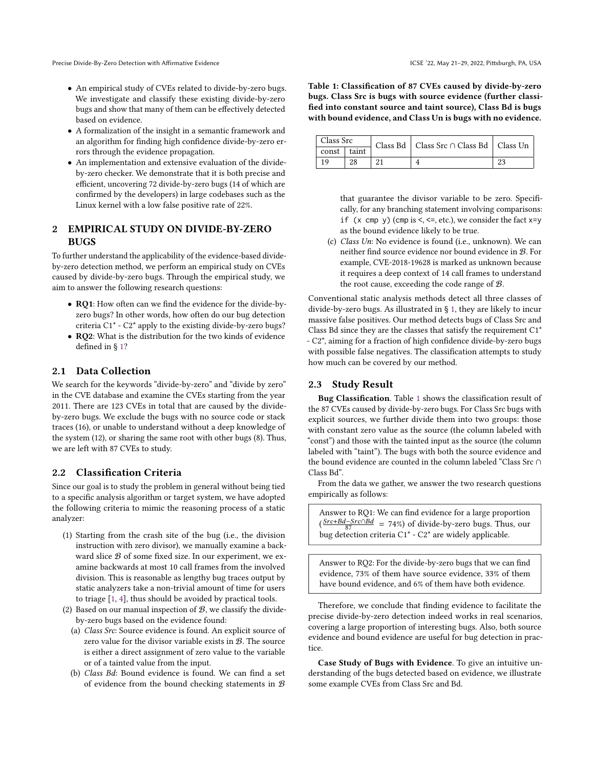- An empirical study of CVEs related to divide-by-zero bugs. We investigate and classify these existing divide-by-zero bugs and show that many of them can be effectively detected based on evidence.
- A formalization of the insight in a semantic framework and an algorithm for finding high confidence divide-by-zero errors through the evidence propagation.
- An implementation and extensive evaluation of the divide-by-zero checker. We demonstrate that it is both precise and efficient, uncovering 72 divide-by-zero bugs (14 of which are confirmed by the developers) in large codebases such as the Linux kernel with a low false positive rate of 22%.

## 2 EMPIRICAL STUDY ON DIVIDE-BY-ZERO BUGS

To further understand the applicability of the evidence-based divide-by-zero detection method, we perform an empirical study on CVEs caused by divide-by-zero bugs. Through the empirical study, we aim to answer the following research questions:

- **RQ1**: How often can we find the evidence for the divide-by-zero bugs? In other words, how often do our bug detection criteria C1* - C2* apply to the existing divide-by-zero bugs?
- **RQ2**: What is the distribution for the two kinds of evidence defined in § 1?

### 2.1 Data Collection

We search for the keywords "divide-by-zero" and "divide by zero" in the CVE database and examine the CVEs starting from the year 2011. There are 123 CVEs in total that are caused by the divide-by-zero bugs. We exclude the bugs with no source code or stack traces (16), or unable to understand without a deep knowledge of the system (12), or sharing the same root with other bugs (8). Thus, we are left with 87 CVEs to study.

### 2.2 Classification Criteria

Since our goal is to study the problem in general without being tied to a specific analysis algorithm or target system, we have adopted the following criteria to mimic the reasoning process of a static analyzer:

(1) Starting from the crash site of the bug (i.e., the division instruction with zero divisor), we manually examine a backward slice $\mathcal{B}$ of some fixed size. In our experiment, we examine backwards at most 10 call frames from the involved division. This is reasonable as lengthy bug traces output by static analyzers take a non-trivial amount of time for users to triage [1, 4], thus should be avoided by practical tools.

(2) Based on our manual inspection of $\mathcal{B}$, we classify the divide-by-zero bugs based on the evidence found:

  (a) *Class Src*: Source evidence is found. An explicit source of zero value for the divisor variable exists in $\mathcal{B}$. The source is either a direct assignment of zero value to the variable or of a tainted value from the input.

  (b) *Class Bd*: Bound evidence is found. We can find a set of evidence from the bound checking statements in $\mathcal{B}$ that guarantee the divisor variable to be zero. Specifically, for any branching statement involving comparisons: `if (x cmp y)` (`cmp` is <, <=, etc.), we consider the fact `x=y` as the bound evidence likely to be true.

  (c) *Class Un*: No evidence is found (i.e., unknown). We can neither find source evidence nor bound evidence in $\mathcal{B}$. For example, CVE-2018-19628 is marked as unknown because it requires a deep context of 14 call frames to understand the root cause, exceeding the code range of $\mathcal{B}$.

Conventional static analysis methods detect all three classes of divide-by-zero bugs. As illustrated in § 1, they are likely to incur massive false positives. Our method detects bugs of Class Src and Class Bd since they are the classes that satisfy the requirement C1* - C2*, aiming for a fraction of high confidence divide-by-zero bugs with possible false negatives. The classification attempts to study how much can be covered by our method.

**Table 1: Classification of 87 CVEs caused by divide-by-zero bugs. Class Src is bugs with source evidence (further classified into constant source and taint source), Class Bd is bugs with bound evidence, and Class Un is bugs with no evidence.**

| Class Src | | Class Bd | Class Src ∩ Class Bd | Class Un |
|---|---|---|---|---|
| const | taint | | | |
| 19 | 28 | 21 | 4 | 23 |

### 2.3 Study Result

**Bug Classification**. Table 1 shows the classification result of the 87 CVEs caused by divide-by-zero bugs. For Class Src bugs with explicit sources, we further divide them into two groups: those with constant zero value as the source (the column labeled with "const") and those with the tainted input as the source (the column labeled with "taint"). The bugs with both the source evidence and the bound evidence are counted in the column labeled "Class Src ∩ Class Bd".

From the data we gather, we answer the two research questions empirically as follows:

> Answer to RQ1: We can find evidence for a large proportion ($\frac{Src+Bd-Src\cap Bd}{87}$ = 74%) of divide-by-zero bugs. Thus, our bug detection criteria C1* - C2* are widely applicable.

> Answer to RQ2: For the divide-by-zero bugs that we can find evidence, 73% of them have source evidence, 33% of them have bound evidence, and 6% of them have both evidence.

Therefore, we conclude that finding evidence to facilitate the precise divide-by-zero detection indeed works in real scenarios, covering a large proportion of interesting bugs. Also, both source evidence and bound evidence are useful for bug detection in practice.

**Case Study of Bugs with Evidence**. To give an intuitive understanding of the bugs detected based on evidence, we illustrate some example CVEs from Class Src and Bd.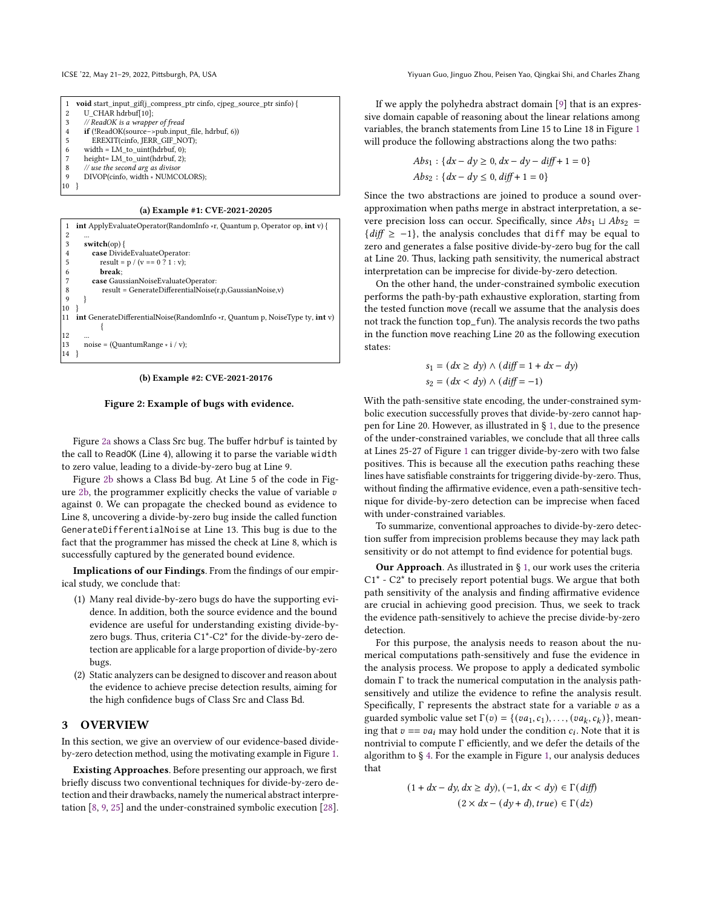```
1   void start_input_gif(j_compress_ptr cinfo, cjpeg_source_ptr sinfo) {
2     U_CHAR hdrbuf[10];
3     // ReadOK is a wrapper of fread
4     if (!ReadOK(source->pub.input_file, hdrbuf, 6))
5       EREXIT(cinfo, JERR_GIF_NOT);
6     width = LM_to_uint(hdrbuf, 0);
7     height= LM_to_uint(hdrbuf, 2);
8     // use the second arg as divisor
9     DIVOP(cinfo, width * NUMCOLORS);
10  }
```

**(a) Example #1: CVE-2021-20205**

```
1   int ApplyEvaluateOperator(RandomInfo *r, Quantum p, Operator op, int v) {
2     ...
3     switch(op) {
4       case DivideEvaluateOperator:
5         result = p / (v == 0 ? 1 : v);
6         break;
7       case GaussianNoiseEvaluateOperator:
8          result = GenerateDifferentialNoise(r,p,GaussianNoise,v)
9     }
10  }
11  int GenerateDifferentialNoise(RandomInfo *r, Quantum p, NoiseType ty, int v)
        {
12    ...
13    noise = (QuantumRange * i / v);
14  }
```

**(b) Example #2: CVE-2021-20176**

**Figure 2: Example of bugs with evidence.**

Figure 2a shows a Class Src bug. The buffer hdrbuf is tainted by the call to ReadOK (Line 4), allowing it to parse the variable width to zero value, leading to a divide-by-zero bug at Line 9.

Figure 2b shows a Class Bd bug. At Line 5 of the code in Figure 2b, the programmer explicitly checks the value of variable $v$ against 0. We can propagate the checked bound as evidence to Line 8, uncovering a divide-by-zero bug inside the called function GenerateDifferentialNoise at Line 13. This bug is due to the fact that the programmer has missed the check at Line 8, which is successfully captured by the generated bound evidence.

**Implications of our Findings**. From the findings of our empirical study, we conclude that:

(1) Many real divide-by-zero bugs do have the supporting evidence. In addition, both the source evidence and the bound evidence are useful for understanding existing divide-by-zero bugs. Thus, criteria C1*-C2* for the divide-by-zero detection are applicable for a large proportion of divide-by-zero bugs.
(2) Static analyzers can be designed to discover and reason about the evidence to achieve precise detection results, aiming for the high confidence bugs of Class Src and Class Bd.

## 3 OVERVIEW

In this section, we give an overview of our evidence-based divide-by-zero detection method, using the motivating example in Figure 1.

**Existing Approaches**. Before presenting our approach, we first briefly discuss two conventional techniques for divide-by-zero detection and their drawbacks, namely the numerical abstract interpretation [8, 9, 25] and the under-constrained symbolic execution [28].

If we apply the polyhedra abstract domain [9] that is an expressive domain capable of reasoning about the linear relations among variables, the branch statements from Line 15 to Line 18 in Figure 1 will produce the following abstractions along the two paths:

$$Abs_1 : \{dx - dy \geq 0, dx - dy - \mathit{diff} + 1 = 0\}$$
$$Abs_2 : \{dx - dy \leq 0, \mathit{diff} + 1 = 0\}$$

Since the two abstractions are joined to produce a sound over-approximation when paths merge in abstract interpretation, a severe precision loss can occur. Specifically, since $Abs_1 \sqcup Abs_2 = \{\mathit{diff} \geq -1\}$, the analysis concludes that diff may be equal to zero and generates a false positive divide-by-zero bug for the call at Line 20. Thus, lacking path sensitivity, the numerical abstract interpretation can be imprecise for divide-by-zero detection.

On the other hand, the under-constrained symbolic execution performs the path-by-path exhaustive exploration, starting from the tested function move (recall we assume that the analysis does not track the function top_fun). The analysis records the two paths in the function move reaching Line 20 as the following execution states:

$$s_1 = (dx \geq dy) \wedge (\mathit{diff} = 1 + dx - dy)$$
$$s_2 = (dx < dy) \wedge (\mathit{diff} = -1)$$

With the path-sensitive state encoding, the under-constrained symbolic execution successfully proves that divide-by-zero cannot happen for Line 20. However, as illustrated in § 1, due to the presence of the under-constrained variables, we conclude that all three calls at Lines 25-27 of Figure 1 can trigger divide-by-zero with two false positives. This is because all the execution paths reaching these lines have satisfiable constraints for triggering divide-by-zero. Thus, without finding the affirmative evidence, even a path-sensitive technique for divide-by-zero detection can be imprecise when faced with under-constrained variables.

To summarize, conventional approaches to divide-by-zero detection suffer from imprecision problems because they may lack path sensitivity or do not attempt to find evidence for potential bugs.

**Our Approach**. As illustrated in § 1, our work uses the criteria C1* - C2* to precisely report potential bugs. We argue that both path sensitivity of the analysis and finding affirmative evidence are crucial in achieving good precision. Thus, we seek to track the evidence path-sensitively to achieve the precise divide-by-zero detection.

For this purpose, the analysis needs to reason about the numerical computations path-sensitively and fuse the evidence in the analysis process. We propose to apply a dedicated symbolic domain $\Gamma$ to track the numerical computation in the analysis path-sensitively and utilize the evidence to refine the analysis result. Specifically, $\Gamma$ represents the abstract state for a variable $v$ as a guarded symbolic value set $\Gamma(v) = \{(va_1, c_1), \ldots, (va_k, c_k)\}$, meaning that $v == va_i$ may hold under the condition $c_i$. Note that it is nontrivial to compute $\Gamma$ efficiently, and we defer the details of the algorithm to § 4. For the example in Figure 1, our analysis deduces that

$$(1 + dx - dy, dx \geq dy), (-1, dx < dy) \in \Gamma(\mathit{diff})$$
$$(2 \times dx - (dy + d), \mathit{true}) \in \Gamma(dz)$$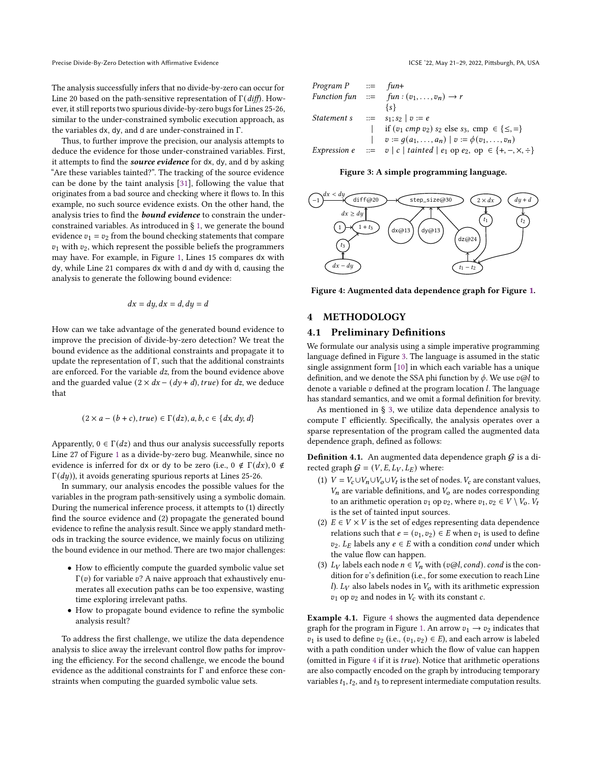The analysis successfully infers that no divide-by-zero can occur for Line 20 based on the path-sensitive representation of $\Gamma(\mathit{diff})$. However, it still reports two spurious divide-by-zero bugs for Lines 25-26, similar to the under-constrained symbolic execution approach, as the variables dx, dy, and d are under-constrained in $\Gamma$.

Thus, to further improve the precision, our analysis attempts to deduce the evidence for those under-constrained variables. First, it attempts to find the ***source evidence*** for dx, dy, and d by asking "Are these variables tainted?". The tracking of the source evidence can be done by the taint analysis [31], following the value that originates from a bad source and checking where it flows to. In this example, no such source evidence exists. On the other hand, the analysis tries to find the ***bound evidence*** to constrain the under-constrained variables. As introduced in § 1, we generate the bound evidence $v_1 = v_2$ from the bound checking statements that compare $v_1$ with $v_2$, which represent the possible beliefs the programmers may have. For example, in Figure 1, Lines 15 compares dx with dy, while Line 21 compares dx with d and dy with d, causing the analysis to generate the following bound evidence:

$$dx = dy, dx = d, dy = d$$

How can we take advantage of the generated bound evidence to improve the precision of divide-by-zero detection? We treat the bound evidence as the additional constraints and propagate it to update the representation of $\Gamma$, such that the additional constraints are enforced. For the variable $dz$, from the bound evidence above and the guarded value $(2 \times dx - (dy + d), \mathit{true})$ for $dz$, we deduce that

$$(2 \times a - (b + c), \mathit{true}) \in \Gamma(dz), a, b, c \in \{dx, dy, d\}$$

Apparently, $0 \in \Gamma(dz)$ and thus our analysis successfully reports Line 27 of Figure 1 as a divide-by-zero bug. Meanwhile, since no evidence is inferred for dx or dy to be zero (i.e., $0 \notin \Gamma(dx), 0 \notin \Gamma(dy)$), it avoids generating spurious reports at Lines 25-26.

In summary, our analysis encodes the possible values for the variables in the program path-sensitively using a symbolic domain. During the numerical inference process, it attempts to (1) directly find the source evidence and (2) propagate the generated bound evidence to refine the analysis result. Since we apply standard methods in tracking the source evidence, we mainly focus on utilizing the bound evidence in our method. There are two major challenges:

- How to efficiently compute the guarded symbolic value set $\Gamma(v)$ for variable $v$? A naive approach that exhaustively enumerates all execution paths can be too expensive, wasting time exploring irrelevant paths.
- How to propagate bound evidence to refine the symbolic analysis result?

To address the first challenge, we utilize the data dependence analysis to slice away the irrelevant control flow paths for improving the efficiency. For the second challenge, we encode the bound evidence as the additional constraints for $\Gamma$ and enforce these constraints when computing the guarded symbolic value sets.

$$
\begin{array}{llll}
\textit{Program } P & ::= & \textit{fun}+ & \\
\textit{Function fun} & ::= & \textit{fun} : (v_1, \ldots, v_n) \rightarrow r & \\
 & & \{s\} & \\
\textit{Statement } s & ::= & s_1; s_2 \mid v := e & \\
 & \mid & \text{if } (v_1 \; cmp \; v_2) \; s_2 \text{ else } s_3, \; \text{cmp} \in \{\leq, =\} & \\
 & \mid & v := g(a_1, \ldots, a_n) \mid v := \phi(v_1, \ldots, v_n) & \\
\textit{Expression } e & ::= & v \mid c \mid \textit{tainted} \mid e_1 \text{ op } e_2, \; \text{op} \in \{+, -, \times, \div\} &
\end{array}
$$

**Figure 3: A simple programming language.**

dx < dy
−1
diff@20
step_size@30
2 × dx
dy + d
dx ≥ dy
1
1 + t3
dx@13
dy@13
t1
t2
t3
dz@24
dx − dy
t1 − t2

**Figure 4: Augmented data dependence graph for Figure 1.**

## 4 METHODOLOGY

### 4.1 Preliminary Definitions

We formulate our analysis using a simple imperative programming language defined in Figure 3. The language is assumed in the static single assignment form [10] in which each variable has a unique definition, and we denote the SSA phi function by $\phi$. We use $v@l$ to denote a variable $v$ defined at the program location $l$. The language has standard semantics, and we omit a formal definition for brevity.

As mentioned in § 3, we utilize data dependence analysis to compute $\Gamma$ efficiently. Specifically, the analysis operates over a sparse representation of the program called the augmented data dependence graph, defined as follows:

**Definition 4.1.** An augmented data dependence graph $\mathcal{G}$ is a directed graph $\mathcal{G} = (V, E, L_V, L_E)$ where:

1. $V = V_c \cup V_n \cup V_o \cup V_t$ is the set of nodes. $V_c$ are constant values, $V_n$ are variable definitions, and $V_o$ are nodes corresponding to an arithmetic operation $v_1$ op $v_2$, where $v_1, v_2 \in V \setminus V_o$. $V_t$ is the set of tainted input sources.
2. $E \in V \times V$ is the set of edges representing data dependence relations such that $e = (v_1, v_2) \in E$ when $v_1$ is used to define $v_2$. $L_E$ labels any $e \in E$ with a condition *cond* under which the value flow can happen.
3. $L_V$ labels each node $n \in V_n$ with $(v@l, cond)$. *cond* is the condition for $v$'s definition (i.e., for some execution to reach Line $l$). $L_V$ also labels nodes in $V_o$ with its arithmetic expression $v_1$ op $v_2$ and nodes in $V_c$ with its constant $c$.

**Example 4.1.** Figure 4 shows the augmented data dependence graph for the program in Figure 1. An arrow $v_1 \rightarrow v_2$ indicates that $v_1$ is used to define $v_2$ (i.e., $(v_1, v_2) \in E$), and each arrow is labeled with a path condition under which the flow of value can happen (omitted in Figure 4 if it is *true*). Notice that arithmetic operations are also compactly encoded on the graph by introducing temporary variables $t_1$, $t_2$, and $t_3$ to represent intermediate computation results.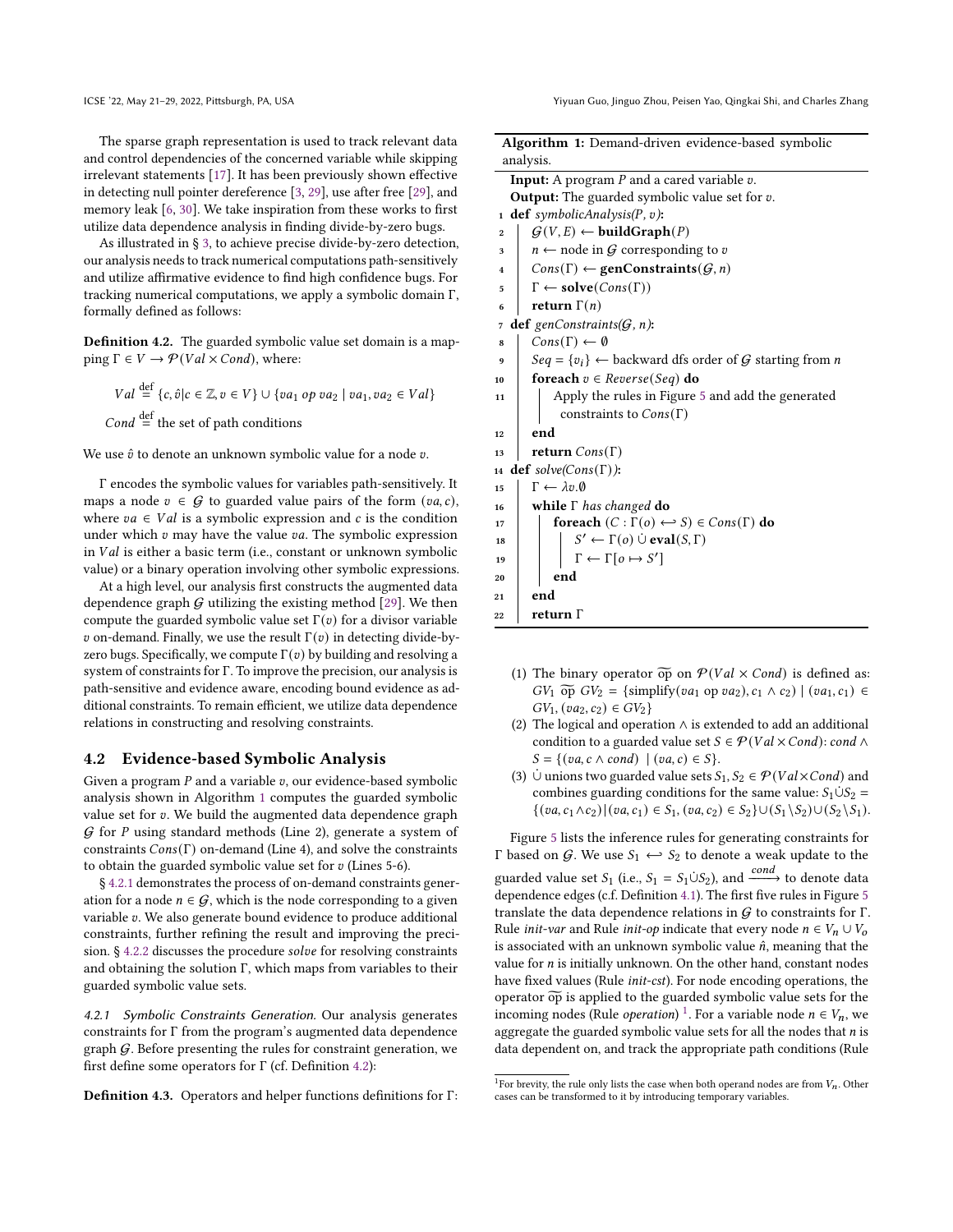The sparse graph representation is used to track relevant data and control dependencies of the concerned variable while skipping irrelevant statements [17]. It has been previously shown effective in detecting null pointer dereference [3, 29], use after free [29], and memory leak [6, 30]. We take inspiration from these works to first utilize data dependence analysis in finding divide-by-zero bugs.

As illustrated in § 3, to achieve precise divide-by-zero detection, our analysis needs to track numerical computations path-sensitively and utilize affirmative evidence to find high confidence bugs. For tracking numerical computations, we apply a symbolic domain $\Gamma$, formally defined as follows:

**Definition 4.2.** The guarded symbolic value set domain is a mapping $\Gamma \in V \to \mathcal{P}(Val \times Cond)$, where:

$$Val \stackrel{\text{def}}{=} \{c, \hat{v} | c \in \mathbb{Z}, v \in V\} \cup \{va_1 \ op \ va_2 \mid va_1, va_2 \in Val\}$$

$$Cond \stackrel{\text{def}}{=} \text{the set of path conditions}$$

We use $\hat{v}$ to denote an unknown symbolic value for a node $v$.

$\Gamma$ encodes the symbolic values for variables path-sensitively. It maps a node $v \in \mathcal{G}$ to guarded value pairs of the form $(va, c)$, where $va \in Val$ is a symbolic expression and $c$ is the condition under which $v$ may have the value $va$. The symbolic expression in $Val$ is either a basic term (i.e., constant or unknown symbolic value) or a binary operation involving other symbolic expressions.

At a high level, our analysis first constructs the augmented data dependence graph $\mathcal{G}$ utilizing the existing method [29]. We then compute the guarded symbolic value set $\Gamma(v)$ for a divisor variable $v$ on-demand. Finally, we use the result $\Gamma(v)$ in detecting divide-by-zero bugs. Specifically, we compute $\Gamma(v)$ by building and resolving a system of constraints for $\Gamma$. To improve the precision, our analysis is path-sensitive and evidence aware, encoding bound evidence as additional constraints. To remain efficient, we utilize data dependence relations in constructing and resolving constraints.

## 4.2 Evidence-based Symbolic Analysis

Given a program $P$ and a variable $v$, our evidence-based symbolic analysis shown in Algorithm 1 computes the guarded symbolic value set for $v$. We build the augmented data dependence graph $\mathcal{G}$ for $P$ using standard methods (Line 2), generate a system of constraints $Cons(\Gamma)$ on-demand (Line 4), and solve the constraints to obtain the guarded symbolic value set for $v$ (Lines 5-6).

§ 4.2.1 demonstrates the process of on-demand constraints generation for a node $n \in \mathcal{G}$, which is the node corresponding to a given variable $v$. We also generate bound evidence to produce additional constraints, further refining the result and improving the precision. § 4.2.2 discusses the procedure *solve* for resolving constraints and obtaining the solution $\Gamma$, which maps from variables to their guarded symbolic value sets.

### 4.2.1 Symbolic Constraints Generation.

Our analysis generates constraints for $\Gamma$ from the program's augmented data dependence graph $\mathcal{G}$. Before presenting the rules for constraint generation, we first define some operators for $\Gamma$ (cf. Definition 4.2):

**Definition 4.3.** Operators and helper functions definitions for $\Gamma$:

**Algorithm 1:** Demand-driven evidence-based symbolic analysis.

```
Input: A program P and a cared variable v.
Output: The guarded symbolic value set for v.
1  def symbolicAnalysis(P, v):
2      G(V, E) ← buildGraph(P)
3      n ← node in G corresponding to v
4      Cons(Γ) ← genConstraints(G, n)
5      Γ ← solve(Cons(Γ))
6      return Γ(n)
7  def genConstraints(G, n):
8      Cons(Γ) ← ∅
9      Seq = {v_i} ← backward dfs order of G starting from n
10     foreach v ∈ Reverse(Seq) do
11         Apply the rules in Figure 5 and add the generated
               constraints to Cons(Γ)
12     end
13     return Cons(Γ)
14 def solve(Cons(Γ)):
15     Γ ← λv.∅
16     while Γ has changed do
17         foreach (C : Γ(o) ⟷ S) ∈ Cons(Γ) do
18             S' ← Γ(o) ∪̇ eval(S, Γ)
19             Γ ← Γ[o ↦ S']
20         end
21     end
22     return Γ
```

(1) The binary operator $\widetilde{\text{op}}$ on $\mathcal{P}(Val \times Cond)$ is defined as: $GV_1 \ \widetilde{\text{op}} \ GV_2 = \{\text{simplify}(va_1 \ \text{op} \ va_2), c_1 \wedge c_2) \mid (va_1, c_1) \in GV_1, (va_2, c_2) \in GV_2\}$

(2) The logical and operation $\wedge$ is extended to add an additional condition to a guarded value set $S \in \mathcal{P}(Val \times Cond)$: $cond \wedge S = \{(va, c \wedge cond) \mid (va, c) \in S\}$.

(3) $\dot{\cup}$ unions two guarded value sets $S_1, S_2 \in \mathcal{P}(Val \times Cond)$ and combines guarding conditions for the same value: $S_1 \dot{\cup} S_2 = \{(va, c_1 \wedge c_2) | (va, c_1) \in S_1, (va, c_2) \in S_2\} \cup (S_1 \setminus S_2) \cup (S_2 \setminus S_1)$.

Figure 5 lists the inference rules for generating constraints for $\Gamma$ based on $\mathcal{G}$. We use $S_1 \longleftrightarrow S_2$ to denote a weak update to the guarded value set $S_1$ (i.e., $S_1 = S_1 \dot{\cup} S_2$), and $\xrightarrow{cond}$ to denote data dependence edges (c.f. Definition 4.1). The first five rules in Figure 5 translate the data dependence relations in $\mathcal{G}$ to constraints for $\Gamma$. Rule *init-var* and Rule *init-op* indicate that every node $n \in V_n \cup V_o$ is associated with an unknown symbolic value $\hat{n}$, meaning that the value for $n$ is initially unknown. On the other hand, constant nodes have fixed values (Rule *init-cst*). For node encoding operations, the operator $\widetilde{\text{op}}$ is applied to the guarded symbolic value sets for the incoming nodes (Rule *operation*) [1]. For a variable node $n \in V_n$, we aggregate the guarded symbolic value sets for all the nodes that $n$ is data dependent on, and track the appropriate path conditions (Rule

[1] For brevity, the rule only lists the case when both operand nodes are from $V_n$. Other cases can be transformed to it by introducing temporary variables.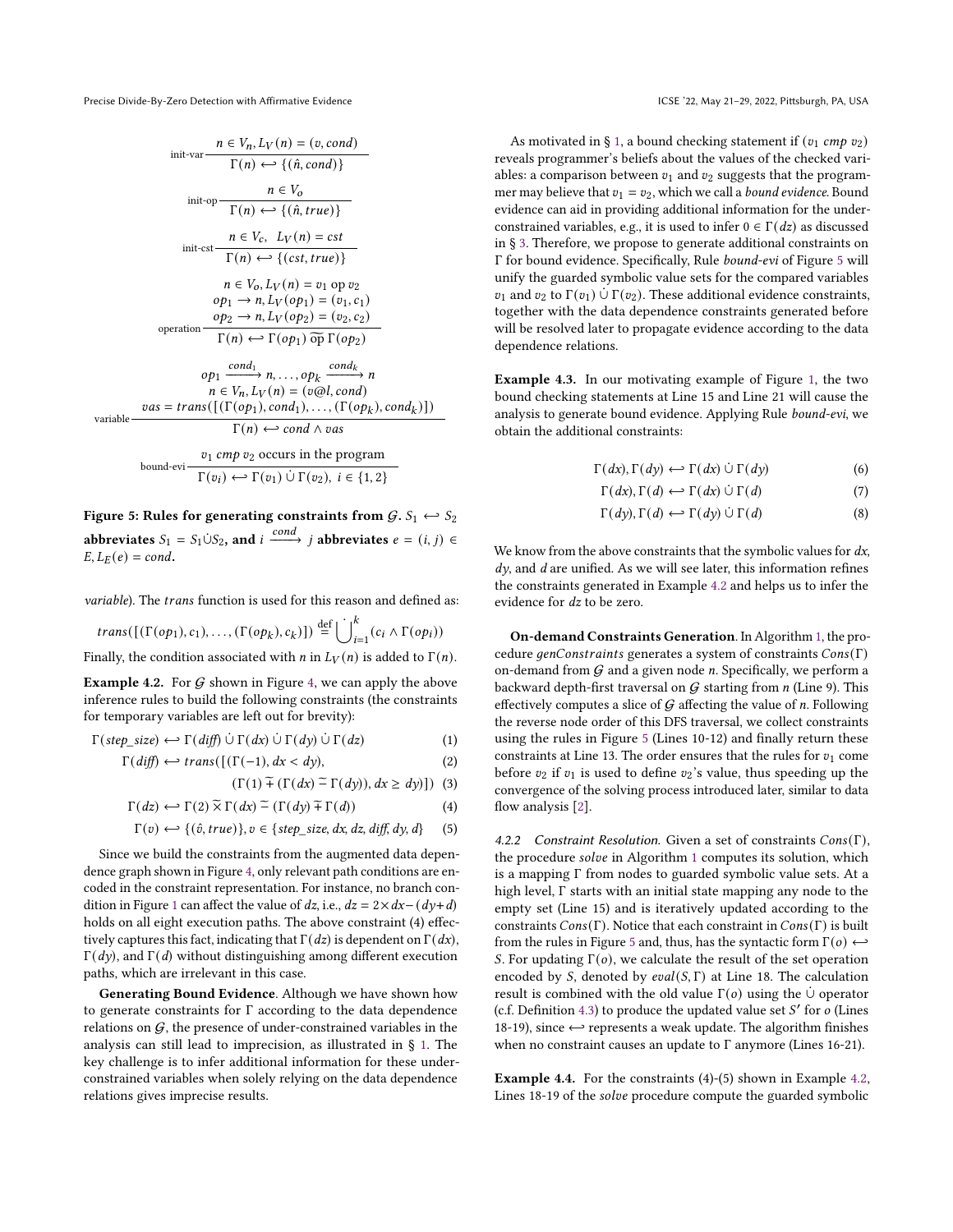$$\text{init-var}\ \frac{n \in V_n, L_V(n) = (v, cond)}{\Gamma(n) \hookleftarrow \{(\hat{n}, cond)\}}$$

$$\text{init-op}\ \frac{n \in V_o}{\Gamma(n) \hookleftarrow \{(\hat{n}, true)\}}$$

$$\text{init-cst}\ \frac{n \in V_c,\ \ L_V(n) = cst}{\Gamma(n) \hookleftarrow \{(cst, true)\}}$$

$$\text{operation}\ \frac{\begin{array}{c} n \in V_o, L_V(n) = v_1 \text{ op } v_2 \\ op_1 \rightarrow n, L_V(op_1) = (v_1, c_1) \\ op_2 \rightarrow n, L_V(op_2) = (v_2, c_2) \end{array}}{\Gamma(n) \hookleftarrow \Gamma(op_1)\ \widetilde{\text{op}}\ \Gamma(op_2)}$$

$$\text{variable}\ \frac{\begin{array}{c} op_1 \xrightarrow{cond_1} n, \ldots, op_k \xrightarrow{cond_k} n \\ n \in V_n, L_V(n) = (v@l, cond) \\ vas = trans([(\Gamma(op_1), cond_1), \ldots, (\Gamma(op_k), cond_k)]) \end{array}}{\Gamma(n) \hookleftarrow cond \wedge vas}$$

$$\text{bound-evi}\ \frac{v_1\ cmp\ v_2 \text{ occurs in the program}}{\Gamma(v_i) \hookleftarrow \Gamma(v_1) \dot{\cup} \Gamma(v_2),\ i \in \{1, 2\}}$$

**Figure 5: Rules for generating constraints from $\mathcal{G}$. $S_1 \hookleftarrow S_2$ abbreviates $S_1 = S_1 \dot{\cup} S_2$, and $i \xrightarrow{cond} j$ abbreviates $e = (i, j) \in E, L_E(e) = cond$.**

*variable*). The *trans* function is used for this reason and defined as:

$$trans([(\Gamma(op_1), c_1), \ldots, (\Gamma(op_k), c_k)]) \stackrel{\text{def}}{=} \dot{\bigcup}_{i=1}^{k} (c_i \wedge \Gamma(op_i))$$

Finally, the condition associated with $n$ in $L_V(n)$ is added to $\Gamma(n)$.

**Example 4.2.** For $\mathcal{G}$ shown in Figure 4, we can apply the above inference rules to build the following constraints (the constraints for temporary variables are left out for brevity):

$$\Gamma(step\_size) \hookleftarrow \Gamma(diff) \dot{\cup} \Gamma(dx) \dot{\cup} \Gamma(dy) \dot{\cup} \Gamma(dz) \quad (1)$$

$$\Gamma(diff) \hookleftarrow trans([(\Gamma(-1), dx < dy), \quad (2)$$

$$(\Gamma(1) \widetilde{+} (\Gamma(dx) \widetilde{-} \Gamma(dy)), dx \geq dy)]) \quad (3)$$

$$\Gamma(dz) \hookleftarrow \Gamma(2) \widetilde{\times} \Gamma(dx) \widetilde{-} (\Gamma(dy) \widetilde{+} \Gamma(d)) \quad (4)$$

$$\Gamma(v) \hookleftarrow \{(\hat{v}, true)\}, v \in \{step\_size, dx, dz, diff, dy, d\} \quad (5)$$

Since we build the constraints from the augmented data dependence graph shown in Figure 4, only relevant path conditions are encoded in the constraint representation. For instance, no branch condition in Figure 1 can affect the value of $dz$, i.e., $dz = 2 \times dx - (dy + d)$ holds on all eight execution paths. The constraint (4) effectively captures this fact, indicating that $\Gamma(dz)$ is dependent on $\Gamma(dx)$, $\Gamma(dy)$, and $\Gamma(d)$ without distinguishing among different execution paths, which are irrelevant in this case.

**Generating Bound Evidence**. Although we have shown how to generate constraints for $\Gamma$ according to the data dependence relations on $\mathcal{G}$, the presence of under-constrained variables in the analysis can still lead to imprecision, as illustrated in § 1. The key challenge is to infer additional information for these under-constrained variables when solely relying on the data dependence relations gives imprecise results.

As motivated in § 1, a bound checking statement if ($v_1$ $cmp$ $v_2$) reveals programmer's beliefs about the values of the checked variables: a comparison between $v_1$ and $v_2$ suggests that the programmer may believe that $v_1 = v_2$, which we call a *bound evidence*. Bound evidence can aid in providing additional information for the under-constrained variables, e.g., it is used to infer $0 \in \Gamma(dz)$ as discussed in § 3. Therefore, we propose to generate additional constraints on $\Gamma$ for bound evidence. Specifically, Rule *bound-evi* of Figure 5 will unify the guarded symbolic value sets for the compared variables $v_1$ and $v_2$ to $\Gamma(v_1) \dot{\cup} \Gamma(v_2)$. These additional evidence constraints, together with the data dependence constraints generated before will be resolved later to propagate evidence according to the data dependence relations.

**Example 4.3.** In our motivating example of Figure 1, the two bound checking statements at Line 15 and Line 21 will cause the analysis to generate bound evidence. Applying Rule *bound-evi*, we obtain the additional constraints:

$$\Gamma(dx), \Gamma(dy) \hookleftarrow \Gamma(dx) \dot{\cup} \Gamma(dy) \quad (6)$$

$$\Gamma(dx), \Gamma(d) \hookleftarrow \Gamma(dx) \dot{\cup} \Gamma(d) \quad (7)$$

$$\Gamma(dy), \Gamma(d) \hookleftarrow \Gamma(dy) \dot{\cup} \Gamma(d) \quad (8)$$

We know from the above constraints that the symbolic values for $dx$, $dy$, and $d$ are unified. As we will see later, this information refines the constraints generated in Example 4.2 and helps us to infer the evidence for $dz$ to be zero.

**On-demand Constraints Generation**. In Algorithm 1, the procedure *genConstraints* generates a system of constraints $Cons(\Gamma)$ on-demand from $\mathcal{G}$ and a given node $n$. Specifically, we perform a backward depth-first traversal on $\mathcal{G}$ starting from $n$ (Line 9). This effectively computes a slice of $\mathcal{G}$ affecting the value of $n$. Following the reverse node order of this DFS traversal, we collect constraints using the rules in Figure 5 (Lines 10-12) and finally return these constraints at Line 13. The order ensures that the rules for $v_1$ come before $v_2$ if $v_1$ is used to define $v_2$'s value, thus speeding up the convergence of the solving process introduced later, similar to data flow analysis [2].

*4.2.2 Constraint Resolution.* Given a set of constraints $Cons(\Gamma)$, the procedure *solve* in Algorithm 1 computes its solution, which is a mapping $\Gamma$ from nodes to guarded symbolic value sets. At a high level, $\Gamma$ starts with an initial state mapping any node to the empty set (Line 15) and is iteratively updated according to the constraints $Cons(\Gamma)$. Notice that each constraint in $Cons(\Gamma)$ is built from the rules in Figure 5 and, thus, has the syntactic form $\Gamma(o) \hookleftarrow S$. For updating $\Gamma(o)$, we calculate the result of the set operation encoded by $S$, denoted by $eval(S, \Gamma)$ at Line 18. The calculation result is combined with the old value $\Gamma(o)$ using the $\dot{\cup}$ operator (c.f. Definition 4.3) to produce the updated value set $S'$ for $o$ (Lines 18-19), since $\hookleftarrow$ represents a weak update. The algorithm finishes when no constraint causes an update to $\Gamma$ anymore (Lines 16-21).

**Example 4.4.** For the constraints (4)-(5) shown in Example 4.2, Lines 18-19 of the *solve* procedure compute the guarded symbolic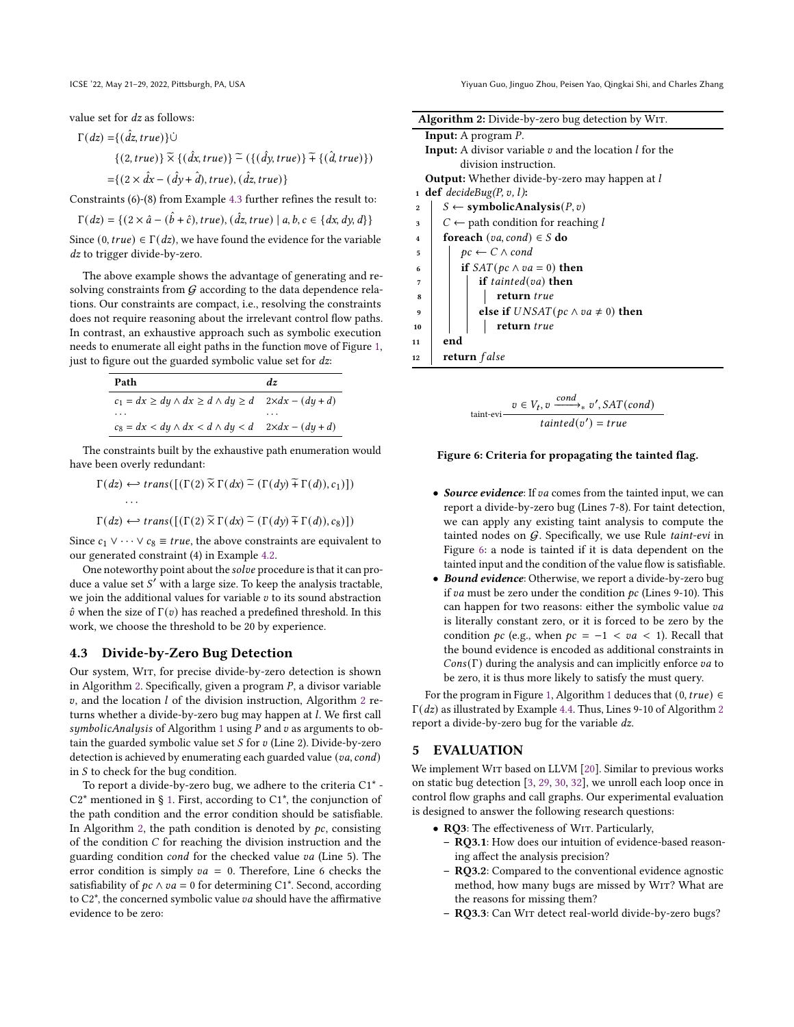value set for $dz$ as follows:

$$
\begin{aligned}
\Gamma(dz) =& \{(\hat{dz}, true)\} \dot{\cup} \\
& \{(2, true)\} \widetilde{\times} \{(\hat{dx}, true)\} \widetilde{-} (\{(\hat{dy}, true)\} \widetilde{+} \{(\hat{d}, true)\}) \\
=& \{(2 \times \hat{dx} - (\hat{dy} + \hat{d}), true), (\hat{dz}, true)\}
\end{aligned}
$$

Constraints (6)-(8) from Example 4.3 further refines the result to:

$$\Gamma(dz) = \{(2 \times \hat{a} - (\hat{b} + \hat{c}), true), (\hat{dz}, true) \mid a, b, c \in \{dx, dy, d\}\}$$

Since $(0, true) \in \Gamma(dz)$, we have found the evidence for the variable $dz$ to trigger divide-by-zero.

The above example shows the advantage of generating and resolving constraints from $\mathcal{G}$ according to the data dependence relations. Our constraints are compact, i.e., resolving the constraints does not require reasoning about the irrelevant control flow paths. In contrast, an exhaustive approach such as symbolic execution needs to enumerate all eight paths in the function move of Figure 1, just to figure out the guarded symbolic value set for $dz$:

| Path | $dz$ |
|---|---|
| $c_1 = dx \geq dy \wedge dx \geq d \wedge dy \geq d$ | $2 \times dx - (dy + d)$ |
| ... | ... |
| $c_8 = dx < dy \wedge dx < d \wedge dy < d$ | $2 \times dx - (dy + d)$ |

The constraints built by the exhaustive path enumeration would have been overly redundant:

$$
\begin{aligned}
&\Gamma(dz) \longleftrightarrow trans([(\Gamma(2) \widetilde{\times} \Gamma(dx) \widetilde{-} (\Gamma(dy) \widetilde{+} \Gamma(d)), c_1)]) \\
&\quad \cdots \\
&\Gamma(dz) \longleftrightarrow trans([(\Gamma(2) \widetilde{\times} \Gamma(dx) \widetilde{-} (\Gamma(dy) \widetilde{+} \Gamma(d)), c_8)])
\end{aligned}
$$

Since $c_1 \vee \cdots \vee c_8 \equiv true$, the above constraints are equivalent to our generated constraint (4) in Example 4.2.

One noteworthy point about the *solve* procedure is that it can produce a value set $S'$ with a large size. To keep the analysis tractable, we join the additional values for variable $v$ to its sound abstraction $\hat{v}$ when the size of $\Gamma(v)$ has reached a predefined threshold. In this work, we choose the threshold to be 20 by experience.

### 4.3 Divide-by-Zero Bug Detection

Our system, Wit, for precise divide-by-zero detection is shown in Algorithm 2. Specifically, given a program $P$, a divisor variable $v$, and the location $l$ of the division instruction, Algorithm 2 returns whether a divide-by-zero bug may happen at $l$. We first call *symbolicAnalysis* of Algorithm 1 using $P$ and $v$ as arguments to obtain the guarded symbolic value set $S$ for $v$ (Line 2). Divide-by-zero detection is achieved by enumerating each guarded value $(va, cond)$ in $S$ to check for the bug condition.

To report a divide-by-zero bug, we adhere to the criteria C1* - C2* mentioned in § 1. First, according to C1*, the conjunction of the path condition and the error condition should be satisfiable. In Algorithm 2, the path condition is denoted by $pc$, consisting of the condition $C$ for reaching the division instruction and the guarding condition $cond$ for the checked value $va$ (Line 5). The error condition is simply $va = 0$. Therefore, Line 6 checks the satisfiability of $pc \wedge va = 0$ for determining C1*. Second, according to C2*, the concerned symbolic value $va$ should have the affirmative evidence to be zero:

**Algorithm 2:** Divide-by-zero bug detection by Wit.

**Input:** A program $P$.
**Input:** A divisor variable $v$ and the location $l$ for the division instruction.
**Output:** Whether divide-by-zero may happen at $l$

```
1  def decideBug(P, v, l):
2      S ← symbolicAnalysis(P, v)
3      C ← path condition for reaching l
4      foreach (va, cond) ∈ S do
5          pc ← C ∧ cond
6          if SAT(pc ∧ va = 0) then
7              if tainted(va) then
8                  return true
9              else if UNSAT(pc ∧ va ≠ 0) then
10                 return true
11     end
12     return false
```

$$\text{taint-evi}\frac{v \in V_t, v \xrightarrow{cond}_* v', SAT(cond)}{tainted(v') = true}$$

**Figure 6: Criteria for propagating the tainted flag.**

- ***Source evidence***: If $va$ comes from the tainted input, we can report a divide-by-zero bug (Lines 7-8). For taint detection, we can apply any existing taint analysis to compute the tainted nodes on $\mathcal{G}$. Specifically, we use Rule *taint-evi* in Figure 6: a node is tainted if it is data dependent on the tainted input and the condition of the value flow is satisfiable.
- ***Bound evidence***: Otherwise, we report a divide-by-zero bug if $va$ must be zero under the condition $pc$ (Lines 9-10). This can happen for two reasons: either the symbolic value $va$ is literally constant zero, or it is forced to be zero by the condition $pc$ (e.g., when $pc = -1 < va < 1$). Recall that the bound evidence is encoded as additional constraints in $Cons(\Gamma)$ during the analysis and can implicitly enforce $va$ to be zero, it is thus more likely to satisfy the must query.

For the program in Figure 1, Algorithm 1 deduces that $(0, true) \in \Gamma(dz)$ as illustrated by Example 4.4. Thus, Lines 9-10 of Algorithm 2 report a divide-by-zero bug for the variable $dz$.

## 5 EVALUATION

We implement Wit based on LLVM [20]. Similar to previous works on static bug detection [3, 29, 30, 32], we unroll each loop once in control flow graphs and call graphs. Our experimental evaluation is designed to answer the following research questions:

- **RQ3**: The effectiveness of Wit. Particularly,
  - **RQ3.1**: How does our intuition of evidence-based reasoning affect the analysis precision?
  - **RQ3.2**: Compared to the conventional evidence agnostic method, how many bugs are missed by Wit? What are the reasons for missing them?
  - **RQ3.3**: Can Wit detect real-world divide-by-zero bugs?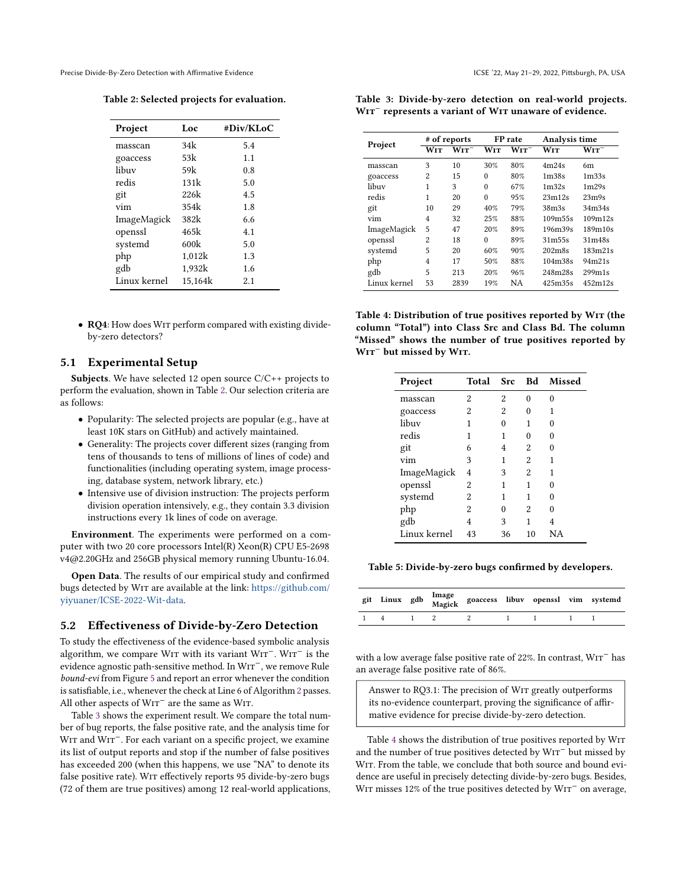Table 2: Selected projects for evaluation.

| Project | Loc | #Div/KLoC |
|---|---|---|
| masscan | 34k | 5.4 |
| goaccess | 53k | 1.1 |
| libuv | 59k | 0.8 |
| redis | 131k | 5.0 |
| git | 226k | 4.5 |
| vim | 354k | 1.8 |
| ImageMagick | 382k | 6.6 |
| openssl | 465k | 4.1 |
| systemd | 600k | 5.0 |
| php | 1,012k | 1.3 |
| gdb | 1,932k | 1.6 |
| Linux kernel | 15,164k | 2.1 |

- **RQ4**: How does Wit perform compared with existing divide-by-zero detectors?

## 5.1 Experimental Setup

**Subjects**. We have selected 12 open source C/C++ projects to perform the evaluation, shown in Table 2. Our selection criteria are as follows:

- Popularity: The selected projects are popular (e.g., have at least 10K stars on GitHub) and actively maintained.
- Generality: The projects cover different sizes (ranging from tens of thousands to tens of millions of lines of code) and functionalities (including operating system, image processing, database system, network library, etc.)
- Intensive use of division instruction: The projects perform division operation intensively, e.g., they contain 3.3 division instructions every 1k lines of code on average.

**Environment**. The experiments were performed on a computer with two 20 core processors Intel(R) Xeon(R) CPU E5-2698 v4@2.20GHz and 256GB physical memory running Ubuntu-16.04.

**Open Data**. The results of our empirical study and confirmed bugs detected by Wit are available at the link: https://github.com/yiyuaner/ICSE-2022-Wit-data.

## 5.2 Effectiveness of Divide-by-Zero Detection

To study the effectiveness of the evidence-based symbolic analysis algorithm, we compare Wit with its variant Wit$^-$. Wit$^-$ is the evidence agnostic path-sensitive method. In Wit$^-$, we remove Rule *bound-evi* from Figure 5 and report an error whenever the condition is satisfiable, i.e., whenever the check at Line 6 of Algorithm 2 passes. All other aspects of Wit$^-$ are the same as Wit.

Table 3 shows the experiment result. We compare the total number of bug reports, the false positive rate, and the analysis time for Wit and Wit$^-$. For each variant on a specific project, we examine its list of output reports and stop if the number of false positives has exceeded 200 (when this happens, we use "NA" to denote its false positive rate). Wit effectively reports 95 divide-by-zero bugs (72 of them are true positives) among 12 real-world applications, with a low average false positive rate of 22%. In contrast, Wit$^-$ has an average false positive rate of 86%.

> Answer to RQ3.1: The precision of Wit greatly outperforms its no-evidence counterpart, proving the significance of affirmative evidence for precise divide-by-zero detection.

Table 4 shows the distribution of true positives reported by Wit and the number of true positives detected by Wit$^-$ but missed by Wit. From the table, we conclude that both source and bound evidence are useful in precisely detecting divide-by-zero bugs. Besides, Wit misses 12% of the true positives detected by Wit$^-$ on average,

Table 3: Divide-by-zero detection on real-world projects. Wit$^-$ represents a variant of Wit unaware of evidence.

| Project | # of reports | | FP rate | | Analysis time | |
|---|---|---|---|---|---|---|
| | Wit | Wit$^-$ | Wit | Wit$^-$ | Wit | Wit$^-$ |
| masscan | 3 | 10 | 30% | 80% | 4m24s | 6m |
| goaccess | 2 | 15 | 0 | 80% | 1m38s | 1m33s |
| libuv | 1 | 3 | 0 | 67% | 1m32s | 1m29s |
| redis | 1 | 20 | 0 | 95% | 23m12s | 23m9s |
| git | 10 | 29 | 40% | 79% | 38m3s | 34m34s |
| vim | 4 | 32 | 25% | 88% | 109m55s | 109m12s |
| ImageMagick | 5 | 47 | 20% | 89% | 196m39s | 189m10s |
| openssl | 2 | 18 | 0 | 89% | 31m55s | 31m48s |
| systemd | 5 | 20 | 60% | 90% | 202m8s | 183m21s |
| php | 4 | 17 | 50% | 88% | 104m38s | 94m21s |
| gdb | 5 | 213 | 20% | 96% | 248m28s | 299m1s |
| Linux kernel | 53 | 2839 | 19% | NA | 425m35s | 452m12s |

Table 4: Distribution of true positives reported by Wit (the column "Total") into Class Src and Class Bd. The column "Missed" shows the number of true positives reported by Wit$^-$ but missed by Wit.

| Project | Total | Src | Bd | Missed |
|---|---|---|---|---|
| masscan | 2 | 2 | 0 | 0 |
| goaccess | 2 | 2 | 0 | 1 |
| libuv | 1 | 0 | 1 | 0 |
| redis | 1 | 1 | 0 | 0 |
| git | 6 | 4 | 2 | 0 |
| vim | 3 | 1 | 2 | 1 |
| ImageMagick | 4 | 3 | 2 | 1 |
| openssl | 2 | 1 | 1 | 0 |
| systemd | 2 | 1 | 1 | 0 |
| php | 2 | 0 | 2 | 0 |
| gdb | 4 | 3 | 1 | 4 |
| Linux kernel | 43 | 36 | 10 | NA |

Table 5: Divide-by-zero bugs confirmed by developers.

| git | Linux | gdb | Image Magick | goaccess | libuv | openssl | vim | systemd |
|---|---|---|---|---|---|---|---|---|
| 1 | 4 | 1 | 2 | 2 | 1 | 1 | 1 | 1 |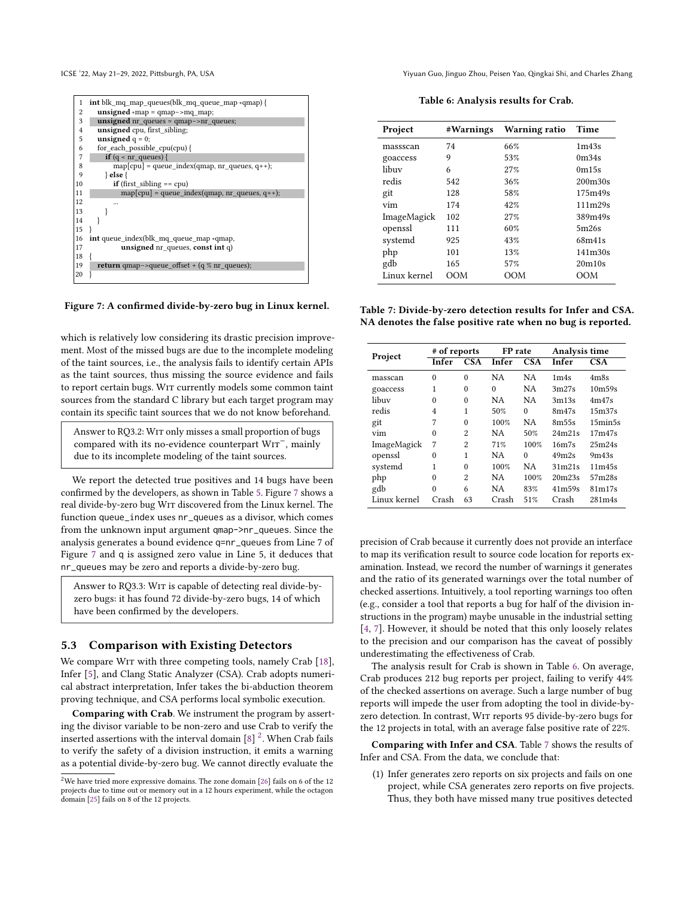```
1  int blk_mq_map_queues(blk_mq_queue_map *qmap) {
2      unsigned *map = qmap->mq_map;
3      unsigned nr_queues = qmap->nr_queues;
4      unsigned cpu, first_sibling;
5      unsigned q = 0;
6      for_each_possible_cpu(cpu) {
7          if (q < nr_queues) {
8              map[cpu] = queue_index(qmap, nr_queues, q++);
9          } else {
10             if (first_sibling == cpu)
11                 map[cpu] = queue_index(qmap, nr_queues, q++);
12             ...
13         }
14     }
15 }
16 int queue_index(blk_mq_queue_map *qmap,
17                 unsigned nr_queues, const int q)
18 {
19     return qmap->queue_offset + (q % nr_queues);
20 }
```

**Figure 7: A confirmed divide-by-zero bug in Linux kernel.**

which is relatively low considering its drastic precision improvement. Most of the missed bugs are due to the incomplete modeling of the taint sources, i.e., the analysis fails to identify certain APIs as the taint sources, thus missing the source evidence and fails to report certain bugs. Wit currently models some common taint sources from the standard C library but each target program may contain its specific taint sources that we do not know beforehand.

> Answer to RQ3.2: Wit only misses a small proportion of bugs compared with its no-evidence counterpart $\text{Wit}^-$, mainly due to its incomplete modeling of the taint sources.

We report the detected true positives and 14 bugs have been confirmed by the developers, as shown in Table 5. Figure 7 shows a real divide-by-zero bug Wit discovered from the Linux kernel. The function `queue_index` uses `nr_queues` as a divisor, which comes from the unknown input argument `qmap->nr_queues`. Since the analysis generates a bound evidence `q=nr_queues` from Line 7 of Figure 7 and `q` is assigned zero value in Line 5, it deduces that `nr_queues` may be zero and reports a divide-by-zero bug.

> Answer to RQ3.3: Wit is capable of detecting real divide-by-zero bugs: it has found 72 divide-by-zero bugs, 14 of which have been confirmed by the developers.

### 5.3 Comparison with Existing Detectors

We compare Wit with three competing tools, namely Crab [18], Infer [5], and Clang Static Analyzer (CSA). Crab adopts numerical abstract interpretation, Infer takes the bi-abduction theorem proving technique, and CSA performs local symbolic execution.

**Comparing with Crab**. We instrument the program by asserting the divisor variable to be non-zero and use Crab to verify the inserted assertions with the interval domain [8] [2]. When Crab fails to verify the safety of a division instruction, it emits a warning as a potential divide-by-zero bug. We cannot directly evaluate the precision of Crab because it currently does not provide an interface to map its verification result to source code location for reports examination. Instead, we record the number of warnings it generates and the ratio of its generated warnings over the total number of checked assertions. Intuitively, a tool reporting warnings too often (e.g., consider a tool that reports a bug for half of the division instructions in the program) maybe unusable in the industrial setting [4, 7]. However, it should be noted that this only loosely relates to the precision and our comparison has the caveat of possibly underestimating the effectiveness of Crab.

[2] We have tried more expressive domains. The zone domain [26] fails on 6 of the 12 projects due to time out or memory out in a 12 hours experiment, while the octagon domain [25] fails on 8 of the 12 projects.

**Table 6: Analysis results for Crab.**

| Project | #Warnings | Warning ratio | Time |
|---|---|---|---|
| massscan | 74 | 66% | 1m43s |
| goaccess | 9 | 53% | 0m34s |
| libuv | 6 | 27% | 0m15s |
| redis | 542 | 36% | 200m30s |
| git | 128 | 58% | 175m49s |
| vim | 174 | 42% | 111m29s |
| ImageMagick | 102 | 27% | 389m49s |
| openssl | 111 | 60% | 5m26s |
| systemd | 925 | 43% | 68m41s |
| php | 101 | 13% | 141m30s |
| gdb | 165 | 57% | 20m10s |
| Linux kernel | OOM | OOM | OOM |

**Table 7: Divide-by-zero detection results for Infer and CSA. NA denotes the false positive rate when no bug is reported.**

| Project | # of reports | | FP rate | | Analysis time | |
|---|---|---|---|---|---|---|
| | Infer | CSA | Infer | CSA | Infer | CSA |
| masscan | 0 | 0 | NA | NA | 1m4s | 4m8s |
| goaccess | 1 | 0 | 0 | NA | 3m27s | 10m59s |
| libuv | 0 | 0 | NA | NA | 3m13s | 4m47s |
| redis | 4 | 1 | 50% | 0 | 8m47s | 15m37s |
| git | 7 | 0 | 100% | NA | 8m55s | 15min5s |
| vim | 0 | 2 | NA | 50% | 24m21s | 17m47s |
| ImageMagick | 7 | 2 | 71% | 100% | 16m7s | 25m24s |
| openssl | 0 | 1 | NA | 0 | 49m2s | 9m43s |
| systemd | 1 | 0 | 100% | NA | 31m21s | 11m45s |
| php | 0 | 2 | NA | 100% | 20m23s | 57m28s |
| gdb | 0 | 6 | NA | 83% | 41m59s | 81m17s |
| Linux kernel | Crash | 63 | Crash | 51% | Crash | 281m4s |

The analysis result for Crab is shown in Table 6. On average, Crab produces 212 bug reports per project, failing to verify 44% of the checked assertions on average. Such a large number of bug reports will impede the user from adopting the tool in divide-by-zero detection. In contrast, Wit reports 95 divide-by-zero bugs for the 12 projects in total, with an average false positive rate of 22%.

**Comparing with Infer and CSA**. Table 7 shows the results of Infer and CSA. From the data, we conclude that:

(1) Infer generates zero reports on six projects and fails on one project, while CSA generates zero reports on five projects. Thus, they both have missed many true positives detected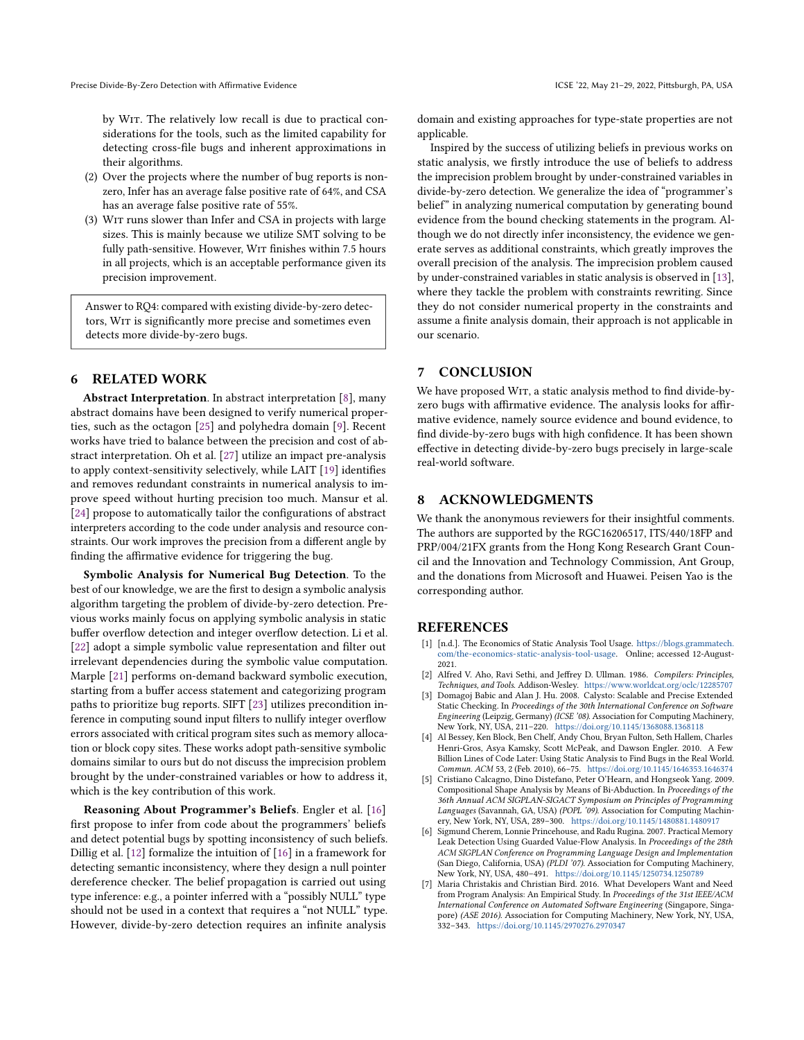by Wit. The relatively low recall is due to practical considerations for the tools, such as the limited capability for detecting cross-file bugs and inherent approximations in their algorithms.

(2) Over the projects where the number of bug reports is non-zero, Infer has an average false positive rate of 64%, and CSA has an average false positive rate of 55%.

(3) Wit runs slower than Infer and CSA in projects with large sizes. This is mainly because we utilize SMT solving to be fully path-sensitive. However, Wit finishes within 7.5 hours in all projects, which is an acceptable performance given its precision improvement.

> Answer to RQ4: compared with existing divide-by-zero detectors, Wit is significantly more precise and sometimes even detects more divide-by-zero bugs.

## 6 RELATED WORK

**Abstract Interpretation**. In abstract interpretation [8], many abstract domains have been designed to verify numerical properties, such as the octagon [25] and polyhedra domain [9]. Recent works have tried to balance between the precision and cost of abstract interpretation. Oh et al. [27] utilize an impact pre-analysis to apply context-sensitivity selectively, while LAIT [19] identifies and removes redundant constraints in numerical analysis to improve speed without hurting precision too much. Mansur et al. [24] propose to automatically tailor the configurations of abstract interpreters according to the code under analysis and resource constraints. Our work improves the precision from a different angle by finding the affirmative evidence for triggering the bug.

**Symbolic Analysis for Numerical Bug Detection**. To the best of our knowledge, we are the first to design a symbolic analysis algorithm targeting the problem of divide-by-zero detection. Previous works mainly focus on applying symbolic analysis in static buffer overflow detection and integer overflow detection. Li et al. [22] adopt a simple symbolic value representation and filter out irrelevant dependencies during the symbolic value computation. Marple [21] performs on-demand backward symbolic execution, starting from a buffer access statement and categorizing program paths to prioritize bug reports. SIFT [23] utilizes precondition inference in computing sound input filters to nullify integer overflow errors associated with critical program sites such as memory allocation or block copy sites. These works adopt path-sensitive symbolic domains similar to ours but do not discuss the imprecision problem brought by the under-constrained variables or how to address it, which is the key contribution of this work.

**Reasoning About Programmer's Beliefs**. Engler et al. [16] first propose to infer from code about the programmers' beliefs and detect potential bugs by spotting inconsistency of such beliefs. Dillig et al. [12] formalize the intuition of [16] in a framework for detecting semantic inconsistency, where they design a null pointer dereference checker. The belief propagation is carried out using type inference: e.g., a pointer inferred with a "possibly NULL" type should not be used in a context that requires a "not NULL" type. However, divide-by-zero detection requires an infinite analysis domain and existing approaches for type-state properties are not applicable.

Inspired by the success of utilizing beliefs in previous works on static analysis, we firstly introduce the use of beliefs to address the imprecision problem brought by under-constrained variables in divide-by-zero detection. We generalize the idea of "programmer's belief" in analyzing numerical computation by generating bound evidence from the bound checking statements in the program. Although we do not directly infer inconsistency, the evidence we generate serves as additional constraints, which greatly improves the overall precision of the analysis. The imprecision problem caused by under-constrained variables in static analysis is observed in [13], where they tackle the problem with constraints rewriting. Since they do not consider numerical property in the constraints and assume a finite analysis domain, their approach is not applicable in our scenario.

## 7 CONCLUSION

We have proposed Wit, a static analysis method to find divide-by-zero bugs with affirmative evidence. The analysis looks for affirmative evidence, namely source evidence and bound evidence, to find divide-by-zero bugs with high confidence. It has been shown effective in detecting divide-by-zero bugs precisely in large-scale real-world software.

## 8 ACKNOWLEDGMENTS

We thank the anonymous reviewers for their insightful comments. The authors are supported by the RGC16206517, ITS/440/18FP and PRP/004/21FX grants from the Hong Kong Research Grant Council and the Innovation and Technology Commission, Ant Group, and the donations from Microsoft and Huawei. Peisen Yao is the corresponding author.

## REFERENCES

[1] [n.d.]. The Economics of Static Analysis Tool Usage. https://blogs.grammatech.com/the-economics-static-analysis-tool-usage. Online; accessed 12-August-2021.

[2] Alfred V. Aho, Ravi Sethi, and Jeffrey D. Ullman. 1986. *Compilers: Principles, Techniques, and Tools.* Addison-Wesley. https://www.worldcat.org/oclc/12285707

[3] Domagoj Babic and Alan J. Hu. 2008. Calysto: Scalable and Precise Extended Static Checking. In *Proceedings of the 30th International Conference on Software Engineering* (Leipzig, Germany) *(ICSE '08)*. Association for Computing Machinery, New York, NY, USA, 211–220. https://doi.org/10.1145/1368088.1368118

[4] Al Bessey, Ken Block, Ben Chelf, Andy Chou, Bryan Fulton, Seth Hallem, Charles Henri-Gros, Asya Kamsky, Scott McPeak, and Dawson Engler. 2010. A Few Billion Lines of Code Later: Using Static Analysis to Find Bugs in the Real World. *Commun. ACM* 53, 2 (Feb. 2010), 66–75. https://doi.org/10.1145/1646353.1646374

[5] Cristiano Calcagno, Dino Distefano, Peter O'Hearn, and Hongseok Yang. 2009. Compositional Shape Analysis by Means of Bi-Abduction. In *Proceedings of the 36th Annual ACM SIGPLAN-SIGACT Symposium on Principles of Programming Languages* (Savannah, GA, USA) *(POPL '09)*. Association for Computing Machinery, New York, NY, USA, 289–300. https://doi.org/10.1145/1480881.1480917

[6] Sigmund Cherem, Lonnie Princehouse, and Radu Rugina. 2007. Practical Memory Leak Detection Using Guarded Value-Flow Analysis. In *Proceedings of the 28th ACM SIGPLAN Conference on Programming Language Design and Implementation* (San Diego, California, USA) *(PLDI '07)*. Association for Computing Machinery, New York, NY, USA, 480–491. https://doi.org/10.1145/1250734.1250789

[7] Maria Christakis and Christian Bird. 2016. What Developers Want and Need from Program Analysis: An Empirical Study. In *Proceedings of the 31st IEEE/ACM International Conference on Automated Software Engineering* (Singapore, Singapore) *(ASE 2016)*. Association for Computing Machinery, New York, NY, USA, 332–343. https://doi.org/10.1145/2970276.2970347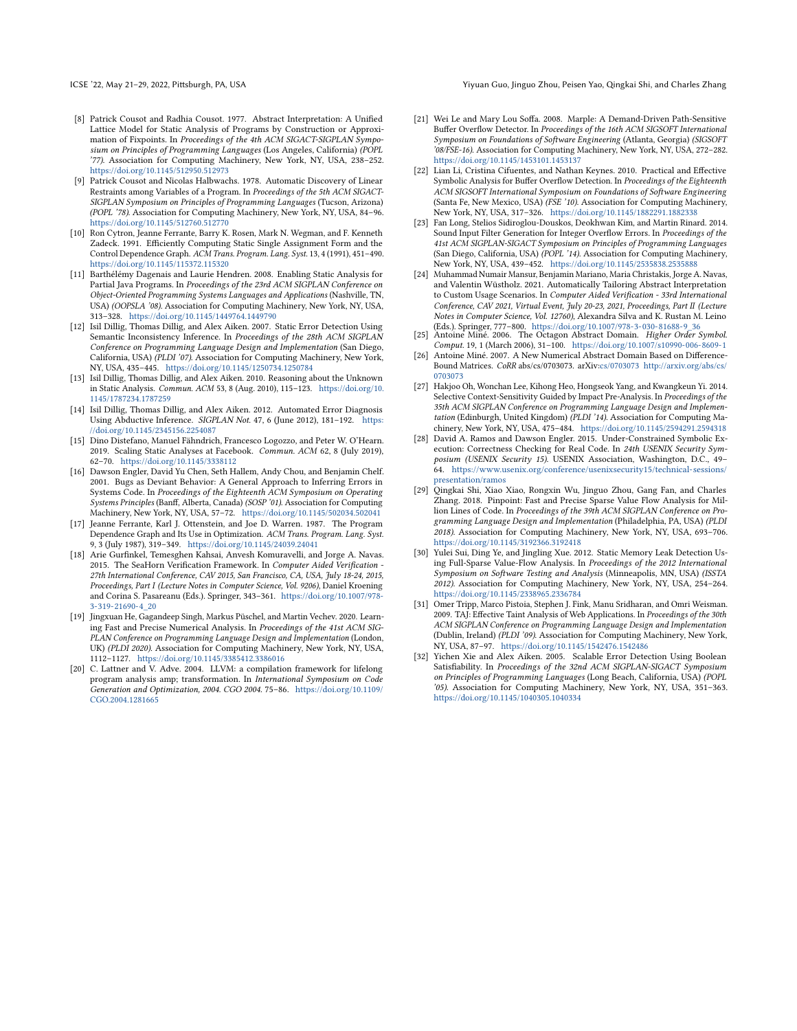[8] Patrick Cousot and Radhia Cousot. 1977. Abstract Interpretation: A Unified Lattice Model for Static Analysis of Programs by Construction or Approximation of Fixpoints. In *Proceedings of the 4th ACM SIGACT-SIGPLAN Symposium on Principles of Programming Languages* (Los Angeles, California) *(POPL '77)*. Association for Computing Machinery, New York, NY, USA, 238–252. https://doi.org/10.1145/512950.512973

[9] Patrick Cousot and Nicolas Halbwachs. 1978. Automatic Discovery of Linear Restraints among Variables of a Program. In *Proceedings of the 5th ACM SIGACT-SIGPLAN Symposium on Principles of Programming Languages* (Tucson, Arizona) *(POPL '78)*. Association for Computing Machinery, New York, NY, USA, 84–96. https://doi.org/10.1145/512760.512770

[10] Ron Cytron, Jeanne Ferrante, Barry K. Rosen, Mark N. Wegman, and F. Kenneth Zadeck. 1991. Efficiently Computing Static Single Assignment Form and the Control Dependence Graph. *ACM Trans. Program. Lang. Syst.* 13, 4 (1991), 451–490. https://doi.org/10.1145/115372.115320

[11] Barthélémy Dagenais and Laurie Hendren. 2008. Enabling Static Analysis for Partial Java Programs. In *Proceedings of the 23rd ACM SIGPLAN Conference on Object-Oriented Programming Systems Languages and Applications* (Nashville, TN, USA) *(OOPSLA '08)*. Association for Computing Machinery, New York, NY, USA, 313–328. https://doi.org/10.1145/1449764.1449790

[12] Isil Dillig, Thomas Dillig, and Alex Aiken. 2007. Static Error Detection Using Semantic Inconsistency Inference. In *Proceedings of the 28th ACM SIGPLAN Conference on Programming Language Design and Implementation* (San Diego, California, USA) *(PLDI '07)*. Association for Computing Machinery, New York, NY, USA, 435–445. https://doi.org/10.1145/1250734.1250784

[13] Isil Dillig, Thomas Dillig, and Alex Aiken. 2010. Reasoning about the Unknown in Static Analysis. *Commun. ACM* 53, 8 (Aug. 2010), 115–123. https://doi.org/10.1145/1787234.1787259

[14] Isil Dillig, Thomas Dillig, and Alex Aiken. 2012. Automated Error Diagnosis Using Abductive Inference. *SIGPLAN Not.* 47, 6 (June 2012), 181–192. https://doi.org/10.1145/2345156.2254087

[15] Dino Distefano, Manuel Fähndrich, Francesco Logozzo, and Peter W. O'Hearn. 2019. Scaling Static Analyses at Facebook. *Commun. ACM* 62, 8 (July 2019), 62–70. https://doi.org/10.1145/3338112

[16] Dawson Engler, David Yu Chen, Seth Hallem, Andy Chou, and Benjamin Chelf. 2001. Bugs as Deviant Behavior: A General Approach to Inferring Errors in Systems Code. In *Proceedings of the Eighteenth ACM Symposium on Operating Systems Principles* (Banff, Alberta, Canada) *(SOSP '01)*. Association for Computing Machinery, New York, NY, USA, 57–72. https://doi.org/10.1145/502034.502041

[17] Jeanne Ferrante, Karl J. Ottenstein, and Joe D. Warren. 1987. The Program Dependence Graph and Its Use in Optimization. *ACM Trans. Program. Lang. Syst.* 9, 3 (July 1987), 319–349. https://doi.org/10.1145/24039.24041

[18] Arie Gurfinkel, Temesghen Kahsai, Anvesh Komuravelli, and Jorge A. Navas. 2015. The SeaHorn Verification Framework. In *Computer Aided Verification - 27th International Conference, CAV 2015, San Francisco, CA, USA, July 18-24, 2015, Proceedings, Part I (Lecture Notes in Computer Science, Vol. 9206)*, Daniel Kroening and Corina S. Pasareanu (Eds.). Springer, 343–361. https://doi.org/10.1007/978-3-319-21690-4_20

[19] Jingxuan He, Gagandeep Singh, Markus Püschel, and Martin Vechev. 2020. Learning Fast and Precise Numerical Analysis. In *Proceedings of the 41st ACM SIGPLAN Conference on Programming Language Design and Implementation* (London, UK) *(PLDI 2020)*. Association for Computing Machinery, New York, NY, USA, 1112–1127. https://doi.org/10.1145/3385412.3386016

[20] C. Lattner and V. Adve. 2004. LLVM: a compilation framework for lifelong program analysis amp; transformation. In *International Symposium on Code Generation and Optimization, 2004. CGO 2004.* 75–86. https://doi.org/10.1109/CGO.2004.1281665

[21] Wei Le and Mary Lou Soffa. 2008. Marple: A Demand-Driven Path-Sensitive Buffer Overflow Detector. In *Proceedings of the 16th ACM SIGSOFT International Symposium on Foundations of Software Engineering* (Atlanta, Georgia) *(SIGSOFT '08/FSE-16)*. Association for Computing Machinery, New York, NY, USA, 272–282. https://doi.org/10.1145/1453101.1453137

[22] Lian Li, Cristina Cifuentes, and Nathan Keynes. 2010. Practical and Effective Symbolic Analysis for Buffer Overflow Detection. In *Proceedings of the Eighteenth ACM SIGSOFT International Symposium on Foundations of Software Engineering* (Santa Fe, New Mexico, USA) *(FSE '10)*. Association for Computing Machinery, New York, NY, USA, 317–326. https://doi.org/10.1145/1882291.1882338

[23] Fan Long, Stelios Sidiroglou-Douskos, Deokhwan Kim, and Martin Rinard. 2014. Sound Input Filter Generation for Integer Overflow Errors. In *Proceedings of the 41st ACM SIGPLAN-SIGACT Symposium on Principles of Programming Languages* (San Diego, California, USA) *(POPL '14)*. Association for Computing Machinery, New York, NY, USA, 439–452. https://doi.org/10.1145/2535838.2535888

[24] Muhammad Numair Mansur, Benjamin Mariano, Maria Christakis, Jorge A. Navas, and Valentin Wüstholz. 2021. Automatically Tailoring Abstract Interpretation to Custom Usage Scenarios. In *Computer Aided Verification - 33rd International Conference, CAV 2021, Virtual Event, July 20-23, 2021, Proceedings, Part II (Lecture Notes in Computer Science, Vol. 12760)*, Alexandra Silva and K. Rustan M. Leino (Eds.). Springer, 777–800. https://doi.org/10.1007/978-3-030-81688-9_36

[25] Antoine Miné. 2006. The Octagon Abstract Domain. *Higher Order Symbol. Comput.* 19, 1 (March 2006), 31–100. https://doi.org/10.1007/s10990-006-8609-1

[26] Antoine Miné. 2007. A New Numerical Abstract Domain Based on Difference-Bound Matrices. *CoRR* abs/cs/0703073. arXiv:cs/0703073 http://arxiv.org/abs/cs/0703073

[27] Hakjoo Oh, Wonchan Lee, Kihong Heo, Hongseok Yang, and Kwangkeun Yi. 2014. Selective Context-Sensitivity Guided by Impact Pre-Analysis. In *Proceedings of the 35th ACM SIGPLAN Conference on Programming Language Design and Implementation* (Edinburgh, United Kingdom) *(PLDI '14)*. Association for Computing Machinery, New York, NY, USA, 475–484. https://doi.org/10.1145/2594291.2594318

[28] David A. Ramos and Dawson Engler. 2015. Under-Constrained Symbolic Execution: Correctness Checking for Real Code. In *24th USENIX Security Symposium (USENIX Security 15)*. USENIX Association, Washington, D.C., 49–64. https://www.usenix.org/conference/usenixsecurity15/technical-sessions/presentation/ramos

[29] Qingkai Shi, Xiao Xiao, Rongxin Wu, Jinguo Zhou, Gang Fan, and Charles Zhang. 2018. Pinpoint: Fast and Precise Sparse Value Flow Analysis for Million Lines of Code. In *Proceedings of the 39th ACM SIGPLAN Conference on Programming Language Design and Implementation* (Philadelphia, PA, USA) *(PLDI 2018)*. Association for Computing Machinery, New York, NY, USA, 693–706. https://doi.org/10.1145/3192366.3192418

[30] Yulei Sui, Ding Ye, and Jingling Xue. 2012. Static Memory Leak Detection Using Full-Sparse Value-Flow Analysis. In *Proceedings of the 2012 International Symposium on Software Testing and Analysis* (Minneapolis, MN, USA) *(ISSTA 2012)*. Association for Computing Machinery, New York, NY, USA, 254–264. https://doi.org/10.1145/2338965.2336784

[31] Omer Tripp, Marco Pistoia, Stephen J. Fink, Manu Sridharan, and Omri Weisman. 2009. TAJ: Effective Taint Analysis of Web Applications. In *Proceedings of the 30th ACM SIGPLAN Conference on Programming Language Design and Implementation* (Dublin, Ireland) *(PLDI '09)*. Association for Computing Machinery, New York, NY, USA, 87–97. https://doi.org/10.1145/1542476.1542486

[32] Yichen Xie and Alex Aiken. 2005. Scalable Error Detection Using Boolean Satisfiability. In *Proceedings of the 32nd ACM SIGPLAN-SIGACT Symposium on Principles of Programming Languages* (Long Beach, California, USA) *(POPL '05)*. Association for Computing Machinery, New York, NY, USA, 351–363. https://doi.org/10.1145/1040305.1040334